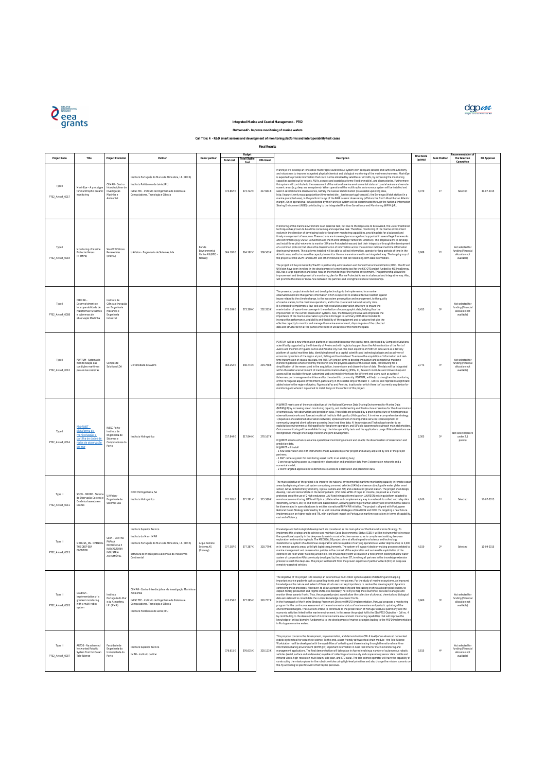# Integrated Marine and Coastal Management – PT02

## Outcome#2 - Improve monitoring of marine waters

### Call Title: 4 - R&D smart sensors and development of monitoring platforms and interoperability test cases

### Final Results

| Project Code | Title | Project Promoter | Partner | Donor partner | Budget | | | Description | Final Score (points) | Rank Position | Recommendation of the Selection Committee | PO Approval |
|---|---|---|---|---|---|---|---|---|---|---|---|---|
| | | | | | Total cost | Total Eligible Cost | EEA Grant | | | | | |
| Type I PT02_Aviso4_0017 | MarinEye - A prototype for multitrophic oceanic monitoring | CIIMAR - Centro Interdisciplinar de Investigação Marinha e Ambiental | Instituto Português do Mar e da Atmosfera, I.P. (IPMA) Instituto Politécnico de Leiria (IPL) INESC TEC - Instituto de Engenharia de Sistemas e Computadores, Tecnologia e Ciência | | 373.867 € | 373.722 € | 317.664 € | MarinEye will develop an innovative multitrophic autonomous system with adequate sensors and sufficient autonomy and robustness to improve integrated physical-chemical and biological monitoring of the marine environment. MarinEye is expected to provide information that could not be obtained by satellites or aircrafts, by increasing the monitoring capacities carried out by vessels, AUVs, oceanic and coastal platforms (fixed or mobile), and observatories. Furthermore this system will contribute to the assessment of the national marine environmental status of coastal waters and remote oceanic areas (e.g. deep sea ecosystems). When operational the multitrophic autonomous system will be installed and used in several marine observatories, namely the Cascais Watch station (in a coastal upwelling area, http://www.st.nmfs.noaa.gov/plankton/time-series/site__iberian-portugal-cascais/), the Berlengas Watch station (in a marine protected area), in the platform buoys of the RAIA oceanic observatory (offshore the North West Iberian Atlantic margin). Once operational, data collected by the MarinEye system will be disseminated through the National Information Sharing Environment (NISE) contributing to the Integrated Maritime Surveillance and Monitoring (NIPIM@R). | 4,070 | 1º | Selected | 20-07-2015 |
| Type I PT02_Aviso4_0004 | Monitoring of Marine Protected Areas (MoMPa) | WavEC Offshore Renewables (WavEC) | UAVision - Engenharia de Sistemas, Lda | Runde Environmental Centre AS (REC) - Norway | 364.192 € | 364.192 € | 309.563 € | Monitoring of the marine environment is an essential task, but due to the large area to be covered, the use of traditional techniques has proven to be a time consuming and expensive task. Therefore, monitoring of the marine environment evolves in the direction of developing tools for long term monitoring capabilities, providing data for a balanced and timely management of resources. These actions are increasingly encouraged and supported in several legal frameworks and conventions (e.g. OSPAR Convention and the Marine Strategy Framework Directive). This proposal aims to develop and install three pilot-networks to monitor 3 Marine Protected Areas and test their integration through the development of a common protocol that allows the dissemination of information across the common national maritime information sharing environment. The platforms installed will be able to collect information, operate for long-periods of time in the Atlantic area, and to increase the capacity to monitor the marine environment in an integrated way. The target group of the project are the DGPM and DGRM and other institutions that can need long-term data information.<br><br>The project will be promoted by WavEC in partnership with UAVision and Runde Environmental Centre (REC). WavEC and UAVision have been involved in the development of a monitoring tool for the KIC-OTS project funded by KIC-InnoEnergy. REC has a large experience and know-how on the monitoring of the marine environment. This partnership allows the improvement and development of a monitoring plan for Marine Protected Areas in a balanced and integrative way. Also, will promote the share of know-how between the partners and strengthen bilateral relationships. | 3,688 | 2º | Not selected for funding (Financial allocation not available) | |
| Type I PT02_Aviso4_0008 | DIPMAR - Desenvolvimento e interoperabilidade de Plataformas flutuantes e submersas de observação MARinha | Instituto de Ciência e Inovação em Engenharia Mecânica e Engenharia Industrial | | | 273.309 € | 273.309 € | 232.313 € | The presented project aims to test and develop technology to be implemented in a marine observation network that gathers information which is expected to enable effective reaction against issues related to the climate change, to the ecosystem preservation and management, to the quality of coastal waters, to the maritime operations, and to the coastal and national security risks. It is intended to implement a low-cost and high-resolution observation structure to ensure the maximization of space-time coverage in the collection of oceanographic data, helping thus the improvement of the current observation systems. Also, the following initiative will emphasize the importance of the marine observation systems in Portugal. In summary DIPMAR is intended to increase the performance, availability and flexibility of the equipment and structures that give the effective capacity to monitor and manage the marine environment, disposing also of the collected data and structures for all the parties interested in utilization of the maritime space. | 3,453 | 3º | Not selected for funding (Financial allocation not available) | |
| Type I PT02_Aviso4_0012 | PORTUM - Sistema de monitorização das condições marítimas para zonas costeiras | Composite Solutions LDA | Universidade de Aveiro | | 385.252 € | 346.774 € | 294.758 € | PORTUM will be a new information platform of sea conditions near the coastal zone, developed by Composite Solutions, scientifically supported by the University of Aveiro and with logistical support from the Administration of the Port of Aveiro and the Port of Figueira da Foz and Peniche City Hall. The main objective of PORTUM is to work as a delivery platform of coastal maritime data, identifying himself as a capital scientific and technological gain and as a driver of economic dynamism of the region at port, fishing and tourism level. To ensure the acquisition of information and real-time transmission of coastal sea data, the PORTUM project aims to develop innovative and competitive maritime monitoring devices which efficiently monitor in situ the physical aspects of the ocean state, contributing for a simplification of the means used in the acquisition, transmission and dissemination of data. The data will be integrated within the national environment of maritime information sharing (IPMA, IH, Research Institutes and Universities) and access will be available through customized web and mobile interfaces for different end-users, such as surfers / fishermen, port management entities and for the scientific community. PORTUM, will help to strengthen the monitoring of the Portuguese aquatic environment, particularly in the coastal strip of the NUT II - Centro, and represent a significant added value to the region of Aveiro, Figueira da Foz and Peniche, locations for which there isn't currently any device for monitoring and where it is planned to install buoys in the context of this project. | 2,773 | 4º | Not selected for funding (Financial allocation not available) | |
| Type I PT02_Aviso4_0014 | M@RNET - plataforma de monitorização e partilha de dados de redes de observação do mar | INESC Porto - Instituto de Engenharia de Sistemas e Computadores do Porto | Instituto Hidrográfico | | 317.844 € | 317.844 € | 270.167 € | M@RNET meets one of the main objectives of the National Common Data Sharing Environment for Marine Data (NIPIM@R) by increasing ocean monitoring capacity, and implementing an infrastructure of services for the dissemination of semantically rich observation and prediction data. These data are provided by a growing structure of heterogeneous observation networks and forecast models at Instituto Hidrográfico (Hidrográfico). It involves a comprehensive strategy: 1)Expansion of established observation networks; 2)Development of interoperable services; 3)Development of community-targeted client software accessing (near) real time data; 4) Knowledge and Technology transfer to an exploitation environment at Hidrográfico for long term operation; and 5)Public awareness to outreach main stakeholders. Outcome monitoring will be available through the interoperability tests and the applications usage. Bilateral relations are strengthened through knowledge transfer and joint development.<br><br>M@RNET aims to enhance a marine operational monitoring network and enable the dissemination of observation and prediction data.<br>M@RNET will install:<br>- 1 new observation site with instruments made available by other project and a buoy acquired by one of the project partners;<br>- 1 360° camera system for monitoring vessel traffic in an existing buoy;<br>- 2 services providing access to, respectively, observation and prediction data from 3 observation networks and a numerical model;<br>- 2 client targeted applications to demonstrate access to observation and prediction data. | 2,305 | 5º | Not selected(score under 2.5 points) | |
| Type II PT02_Aviso4_0011 | SOCO - DRONE - Sistema de Observação Costeira e Oceânica baseada em Drones | UAVision - Engenharia de Sistemas Lda. | DEIMOS Engenharia, SA<br>Instituto Hidrográfico | | 371.281 € | 371.281 € | 315.589 € | The main objective of the project is to improve the national environmental maritime monitoring capacity in remote ocean areas by deploying a low-cost system comprising unmanned vehicles (UAVs) and sensors (deployable water glider smart sensor, GNSS-Reflectometry altimetry, Optical Camera and AIS) and a dedicated ground station. The project shall design, develop, test and demonstrate in the Gorringe bank (150 miles WSW of Cape St. Vicente, proposed as a marine protected area) the use of 2 high endurance UAV fixed-wing platforms base on UAVISION existing platform adapted to remote ocean monitoring. UAVs will fly in a collaborative and complementary way in a network to collect and relay data (telemetry, sensors, etc) to and from land-based station, allowing gathering of human activity and environmental data to be disseminated in open databases to entities via national NIPIMAR initiative. The project is aligned with Portuguese National Ocean Strategy embraced by IH as well industrial strategies of UAVISION and DEIMOS, targeting a near future implementation on higher scale and TRL with significant impact on Portuguese maritime operations in terms of capability, cost and efficiency. | 4,160 | 1º | Selected | 17-07-2015 |
| Type II PT02_Aviso4_0013 | MEDUSA_DS - OPENING THE DEEP SEA FRONTIER | CEiiA - CENTRO PARA A EXCELÊNCIA E INOVAÇÃO NA INDÚSTRIA AUTOMÓVEL | Instituto Superior Técnico<br>Instituto do Mar - IMAR<br>Instituto Português do Mar e da Atmosfera, I.P. (IPMA)<br>Estrutura de Missão para a Extensão da Plataforma Continental | Argus Remote Systems AS (Norway) | 377.387 € | 377.387 € | 320.779 € | Knowledge and technological development are considered as the main pillars of the National Marine Strategy. To implement this strategy and to achieve and maintain Good Environmental Status (GES) it will be instrumental to increase the operational capacity in the deep-sea domain in a cost effective manner so as to complement existing deep-sea exploration and monitoring tools. The MEDUSA_DS project aims at affording national science and technology stakeholders a system of autonomous cooperative vehicles capable of carrying operations at water depths of up to 3,000 m in remote oceanic areas, with light logistic requirements. The system will support decision-making processes related to marine management and conservation policies in the context of the exploration and sustainable exploitation of the extensive sea floor under national jurisdiction. The envisioned system will build on a field-proven existing shallow water system of cooperative AUVs previously developed by the partner IST, involving all partners in the knowledge extension process to reach the deep-sea. The project will benefit from the proven expertise of partner ARGUS (NO) on deep-sea remotely operated vehicles. | 4,150 | 2º | Selected | 11-09-2015 |
| Type II PT02_Aviso4_0003 | GradRun - Implementation of a gradient monitoring with a multi-robot system | Instituto Português do Mar e da Atmosfera, I.P. (IPMA) | CIIMAR - Centro Interdisciplinar de Investigação Marinha e Ambiental<br>INESC TEC - Instituto de Engenharia de Sistemas e Computadores, Tecnologia e Ciência<br>Instituto Politécnico de Leiria (IPL) | | 412.058 € | 377.385 € | 320.777 € | The objective of this project is to develop an autonomous multi-robot system capable of detecting and mapping important marine gradients such as upwelling fronts and river plumes. For the study of marine ecosystems, an improved knowledge on the nature and extent of these structures is of key importance to resolve the oceanographic dynamics controlling these processes. Moreover, to allow a proper modelling and forecasting in physical/biophysical studies, to explain fishery production and regime shifts, it is necessary, not only to map the occurrence, but also to analyse and monitor these oceanic fronts. Thus, the proposed project would allow the collection of physical, chemical and biological data sets relevant to consolidate the current knowledge on oceanic fronts.<br>In the framework of the Marine Strategy Framework Directive (MSFD) implementation, Portugal proposes a monitoring program for the continuous assessment of the environmental status of marine waters and periodic updating of the environmental targets. These actions intend to contribute to the preservation of Portugal's natural patrimony and the economic activities linked to the marine environment. In this sense the project fulfils the EEA PT02 Objective – Call no. 4 by contributing to the development of innovative marine environment monitoring capabilities that will improve the knowledge of critical domains fundamental to the development of marine strategies leading to the MSFD implementation in Portuguese marine waters. | 3,960 | 3º | Not selected for funding (Financial allocation not available) | |
| Type II PT02_Aviso4_0007 | ARTOS - Na advanced Networked Robotic System Tool for Ocean Tele-Science | Faculdade de Engenharia da Universidade do Porto | Instituto Superior Técnico<br>IMAR - Instituto do Mar | | 376.615 € | 376.635 € | 320.123 € | This proposal concerns the development, implementation, and demonstration (TRL 6 level) of an advanced networked robotic system tool for ocean tele-science. To this end, a user-friendly software tool chain module - the Tele-Science Workstation - will be developed with the capabilities of collecting and disseminating through the national maritime information-sharing environment (NIPIM@R) important information in near real-time for marine monitoring and management applications. The final demonstration will take place in Azores involving a number of autonomous robotic vehicles (aerial, surface and underwater) capable of collecting autonomously and cooperatively sensor data (visible and infrared video, high-resolution multi-beam, side-scan, and CTD data). The tele-science operator will have the capability of constructing the mission plans for the robotic vehicles using high-level primitives and also change the mission scenario on the-fly according to specific events that he/she perceives. | 3,815 | 4º | Not selected for funding (Financial allocation not available) | |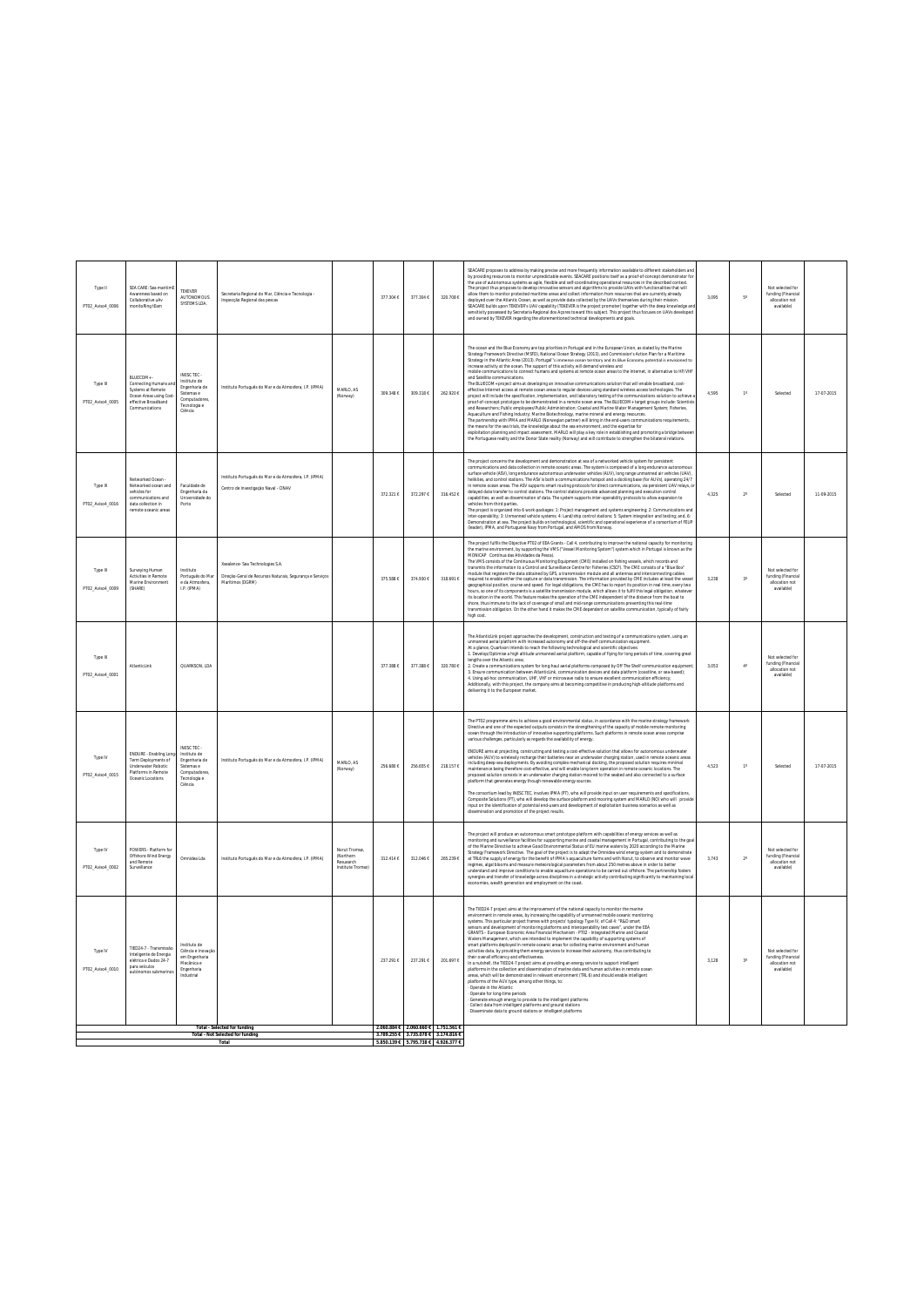| | | | | | | | | | | | | |
|---|---|---|---|---|---|---|---|---|---|---|---|---|
| Type II<br>PT02_Aviso4_0006 | SEA CARE: Sea maritimE Awareness based on Collaborative uAv monitoRing tEam | TEKEVER AUTONOMOUS SYSTEMS LDA | Secretaria Regional do Mar, Ciência e Tecnologia - Inspeção Regional das pescas | | 377.304 € | 377.304 € | 320.708 € | SEACARE proposes to address by making precise and more frequently information available to different stakeholders and by providing resources to monitor unpredictable events. SEACARE positions itself as a proof-of-concept demonstrator for the use of autonomous systems as agile, flexible and self-coordinating operational resources in the described context. The project thus proposes to develop innovative sensors and algorithms to provide UAVs with functionalities that will allow them to monitor protected maritime areas and collect information from resources that are currently already deployed over the Atlantic Ocean, as well as provide data collected by the UAVs themselves during their mission. SEACARE builds upon TEKEVER's UAV capability (TEKEVER is the project promoter) together with the deep knowledge and sensitivity possessed by Secretaria Regional dos Açores toward this subject. This project thus focuses on UAVs developed and owned by TEKEVER regarding the aforementioned technical developments and goals. | 3,095 | 5º | Not selected for funding (Financial allocation not available) | |
| Type III<br>PT02_Aviso4_0005 | BLUECOM+ - Connecting Humans and Systems at Remote Ocean Areas using Cost-effective Broadband Communications | INESC TEC - Instituto de Engenharia de Sistemas e Computadores, Tecnologia e Ciência | Instituto Português do Mar e da Atmosfera, I.P. (IPMA) | MARLO, AS (Norway) | 309.348 € | 309.318 € | 262.920 € | The ocean and the Blue Economy are top priorities in Portugal and in the European Union, as stated by the Marine Strategy Framework Directive (MSFD), National Ocean Strategy (2013), and Commission's Action Plan for a Maritime Strategy in the Atlantic Area (2013). Portugal"s immense ocean territory and its Blue Economy potential is envisioned to increase activity at the ocean. The support of this activity will demand wireless and mobile communications to connect humans and systems at remote ocean areas to the Internet, in alternative to HF/VHF and Satellite communications. The BLUECOM+ project aims at developing an innovative communications solution that will enable broadband, cost-effective Internet access at remote ocean areas to regular devices using standard wireless access technologies. The project will include the specification, implementation, and laboratory testing of the communications solution to achieve a proof-of-concept prototype to be demonstrated in a remote ocean area. The BLUECOM+ target groups include: Scientists and Researchers; Public employees/Public Administration; Coastal and Marine Water Management System; Fisheries, Aquaculture and Fishing Industry; Marine Biotechnology, marine mineral and energy resources. The partnership with IPMA and MARLO (Norwegian partner) will bring in the end-users communications requirements, the means for the sea trials, the knowledge about the sea environment, and the expertise for exploitation planning and impact assessment. MARLO will play a key role in establishing and promoting a bridge between the Portuguese reality and the Donor State reality (Norway) and will contribute to strengthen the bilateral relations. | 4,595 | 1º | Selected | 17-07-2015 |
| Type III<br>PT02_Aviso4_0016 | Networked Ocean - Networked ocean and vehicles for communications and data collection in remote oceanic areas | Faculdade de Engenharia da Universidade do Porto | Instituto Português do Mar e da Atmosfera, I.P. (IPMA)<br>Centro de Investigação Naval - CINAV | | 372.321 € | 372.297 € | 316.452 € | The project concerns the development and demonstration at sea of a networked vehicle system for persistent communications and data collection in remote oceanic areas. The system is composed of a long endurance autonomous surface vehicle (ASV), long endurance autonomous underwater vehicles (AUV), long range unmanned air vehicles (UAV), helibles, and control stations. The ASV is both a communications hotspot and a docking base (for AUVs), operating 24/7 in remote ocean areas. The ASV supports smart routing protocols for direct communications, via persistent UAV relays, or delayed data transfer to control stations. The control stations provide advanced planning and execution control capabilities, as well as dissemination of data. The system supports inter-operability protocols to allow expansion to vehicles from third parties. The project is organized into 6 work-packages: 1: Project management and systems engineering; 2: Communications and inter-operability; 3: Unmanned vehicle systems; 4: Land/ship control stations; 5: System integration and testing; and, 6: Demonstration at sea. The project builds on technological, scientific and operational experience of a consortium of FEUP (leader), IPMA, and Portuguese Navy from Portugal, and AMOS from Norway. | 4,325 | 2º | Selected | 11-09-2015 |
| Type III<br>PT02_Aviso4_0009 | Surveying Human Activities in Remote Marine Environment (SHARE) | Instituto Português do Mar e da Atmosfera, I.P. (IPMA) | Xsealence- Sea Technologies S.A.<br>Direção-Geral de Recursos Naturais, Segurança e Serviços Marítimos (DGRM) | | 375.508 € | 374.930 € | 318.691 € | The project fulfils the Objective PT02 of EEA Grants - Call 4, contributing to improve the national capacity for monitoring the marine environment, by supporting the VMS ("Vessel Monitoring System") system which in Portugal is known as the MONICAP - Contínuo das Atividades da Pesca). The VMS consists of the Continuous Monitoring Equipment (CME) installed on fishing vessels, which records and transmits the information to a Control and Surveillance Centre for Fisheries (CSCF). The CME consists of a "Blue Box" module that registers the data obtained by GPS, a transmission module and all antennas and interconnecting cables required to enable either the capture or data transmission. The information provided by CME includes at least the vessel geographical position, course and speed. For legal obligations, the CME has to report its position in real time, every two hours, so one of its components is a satellite transmission module, which allows it to fulfil this legal obligation, whatever its location in the world. This feature makes the operation of the CME independent of the distance from the boat to shore, thus immune to the lack of coverage of small and mid-range communications presenting this real-time transmission obligation. On the other hand it makes the CME dependent on satellite communication, typically of fairly high cost. | 3,238 | 3º | Not selected for funding (Financial allocation not available) | |
| Type III<br>PT02_Aviso4_0001 | AtlanticLink | QUARKSON, LDA | | | 377.388 € | 377.388 € | 320.780 € | The AtlanticLink project approaches the development, construction and testing of a communications system, using an unmanned aerial platform with increased autonomy and off-the-shelf communication equipment. At a glance, Quarkson intends to reach the following technological and scientific objectives: 1. Develop/Optimise a high altitude unmanned aerial platform, capable of flying for long periods of time, covering great lengths over the Atlantic area; 2. Create a communications system for long-haul aerial platforms composed by Off The Shelf communication equipment; 3. Ensure communication between AtlanticLink, communication devices and data platform (coastline, or sea-based); 4. Using ad-hoc communication, UHF, VHF or microwave radio to ensure excellent communication efficiency. Additionally, with this project, the company aims at becoming competitive in producing high-altitude platforms and delivering it to the European market. | 3,053 | 4º | Not selected for funding (Financial allocation not available) | |
| Type IV<br>PT02_Aviso4_0015 | ENDURE - Enabling Long Term Deployments of Underwater Robotic Platforms in Remote Oceanic Locations | INESC TEC - Instituto de Engenharia de Sistemas e Computadores, Tecnologia e Ciência | Instituto Português do Mar e da Atmosfera, I.P. (IPMA) | MARLO, AS (Norway) | 256.680 € | 256.655 € | 218.157 € | The PT02 programme aims to achieve a good environmental status, in accordance with the marine strategy framework Directive and one of the expected outputs consists in the strengthening of the capacity of mobile remote monitoring ocean through the introduction of innovative supporting platforms. Such platforms in remote ocean areas comprise various challenges, particularly as regards the availability of energy. ENDURE aims at projecting, constructing and testing a cost-effective solution that allows for autonomous underwater vehicles (AUV) to wirelessly recharge their batteries near an underwater charging station, used in remote oceanic areas including deep-sea deployments. By avoiding complex mechanical docking, the proposed solution requires minimal maintenance being therefore cost-effective, and will enable long-term operation in remote oceanic locations. The proposed solution consists in an underwater charging station moored to the seabed and also connected to a surface platform that generates energy through renewable energy sources. The consortium lead by INESC TEC, involves IPMA (PT), who will provide input on user requirements and specifications, Composite Solutions (PT), who will develop the surface platform and mooring system and MARLO (NO) who will provide input on the identification of potential end-users and development of exploitation business scenarios as well as dissemination and promotion of the project results. | 4,523 | 1º | Selected | 17-07-2015 |
| Type IV<br>PT02_Aviso4_0002 | POWERS - Platform for Offshore Wind Energy and Remote Surveillance | Omnidea Lda | Instituto Português do Mar e da Atmosfera, I.P. (IPMA) | Norut Tromsø, (Northern Research Institute Tromsø) | 312.414 € | 312.046 € | 265.239 € | The project will produce an autonomous smart prototype platform with capabilities of energy services as well as monitoring and surveillance facilities for supporting marine and coastal management in Portugal, contributing to the goal of the Marine Directive to achieve Good Environmental Status of EU marine waters by 2020 according to the Marine Strategy Framework Directive. The goal of the project is to adapt the Omnidea wind energy system and to demonstrate at TRL6 the supply of energy for the benefit of IPMA's aquaculture farms and with Norut, to observe and monitor wave regimes, algal blooms and measure meteorological parameters from about 250 metres above in order to better understand and improve conditions to enable aquaculture operations to be carried out offshore. The partnership fosters synergies and transfer of knowledge across disciplines in a strategic activity contributing significantly to maintaining local economies, wealth generation and employment on the coast. | 3,743 | 2º | Not selected for funding (Financial allocation not available) | |
| Type IV<br>PT02_Aviso4_0010 | TIEDJ4-7 - Transmissão Inteligente de Energia elétrica e Dados 24-7 para veículos autónomos submarinos | Instituto de Ciência e Inovação em Engenharia Mecânica e Engenharia Industrial | | | 237.291 € | 237.291 € | 201.697 € | The TIED24-7 project aims at the improvement of the national capacity to monitor the marine environment in remote areas, by increasing the capability of unmanned mobile oceanic monitoring systems. This particular project frames with projects' typology Type IV, of Call 4: "R&D smart sensors and development of monitoring platforms and interoperability test cases", under the EEA GRANTS - European Economic Area Financial Mechanism - PT02 - Integrated Marine and Coastal Waters Management, which are intended to implement the capability of supporting systems of smart platforms deployed in remote oceanic areas for collecting marine environment and human activities data, by providing them energy services to increase their autonomy, thus contributing to their overall efficiency and effectiveness. In a nutshell, the TIED24-7 project aims at providing an energy service to support intelligent platforms in the collection and dissemination of marine data and human activities in remote ocean areas, which will be demonstrated in relevant environment (TRL 6) and should enable intelligent platforms of the AUV type, among other things, to:<br>· Operate in the Atlantic<br>· Operate for long-time periods<br>· Generate enough energy to provide to the intelligent platforms<br>· Collect data from intelligent platforms and ground stations<br>· Disseminate data to ground stations or intelligent platforms | 3,128 | 3º | Not selected for funding (Financial allocation not available) | |
| Total - Selected for funding | | | | | 2.060.884 € | 2.060.660 € | 1.751.561 € | | | | | |
| Total - Not Selected for funding | | | | | 3.789.255 € | 3.735.078 € | 3.174.816 € | | | | | |
| Total | | | | | 5.850.139 € | 5.795.738 € | 4.926.377 € | | | | | |